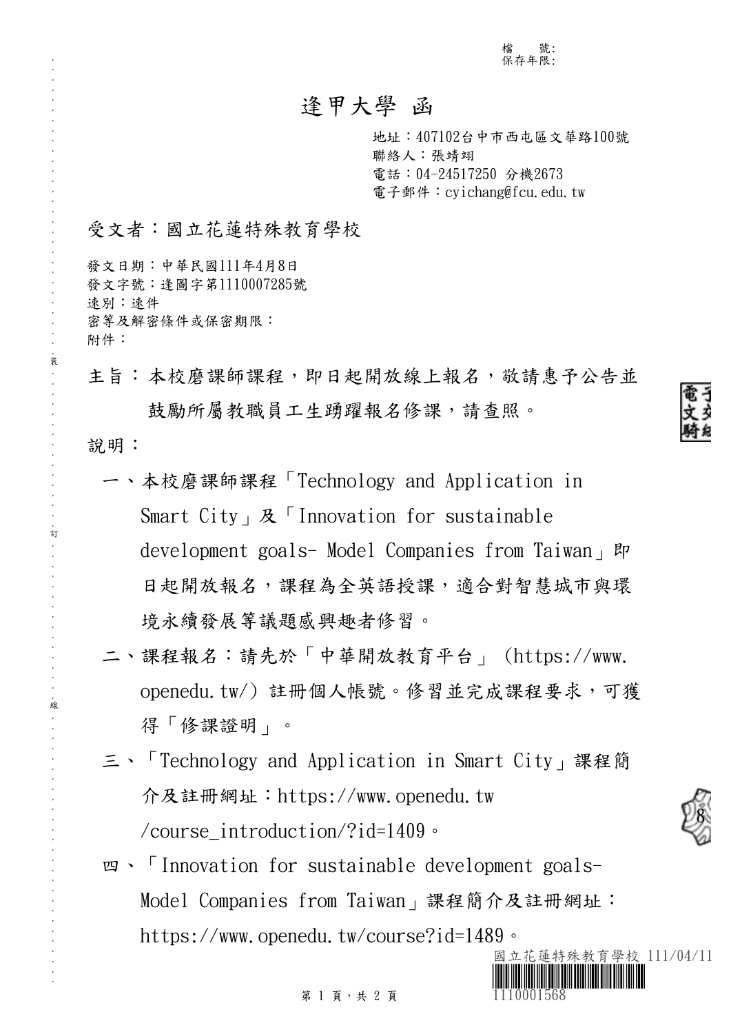檔　　號:
保存年限:

# 逢甲大學 函

地址：407102台中市西屯區文華路100號
聯絡人：張靖翊
電話：04-24517250 分機2673
電子郵件：cyichang@fcu.edu.tw

受文者：國立花蓮特殊教育學校

發文日期：中華民國111年4月8日
發文字號：逢圖字第1110007285號
速別：速件
密等及解密條件或保密期限：
附件：

主旨：本校磨課師課程，即日起開放線上報名，敬請惠予公告並鼓勵所屬教職員工生踴躍報名修課，請查照。

說明：

一、本校磨課師課程「Technology and Application in Smart City」及「Innovation for sustainable development goals- Model Companies from Taiwan」即日起開放報名，課程為全英語授課，適合對智慧城市與環境永續發展等議題感興趣者修習。

二、課程報名：請先於「中華開放教育平台」(https://www.openedu.tw/) 註冊個人帳號。修習並完成課程要求，可獲得「修課證明」。

三、「Technology and Application in Smart City」課程簡介及註冊網址：https://www.openedu.tw/course_introduction/?id=1409。

四、「Innovation for sustainable development goals- Model Companies from Taiwan」課程簡介及註冊網址：https://www.openedu.tw/course?id=1489。

國立花蓮特殊教育學校 111/04/11
1110001568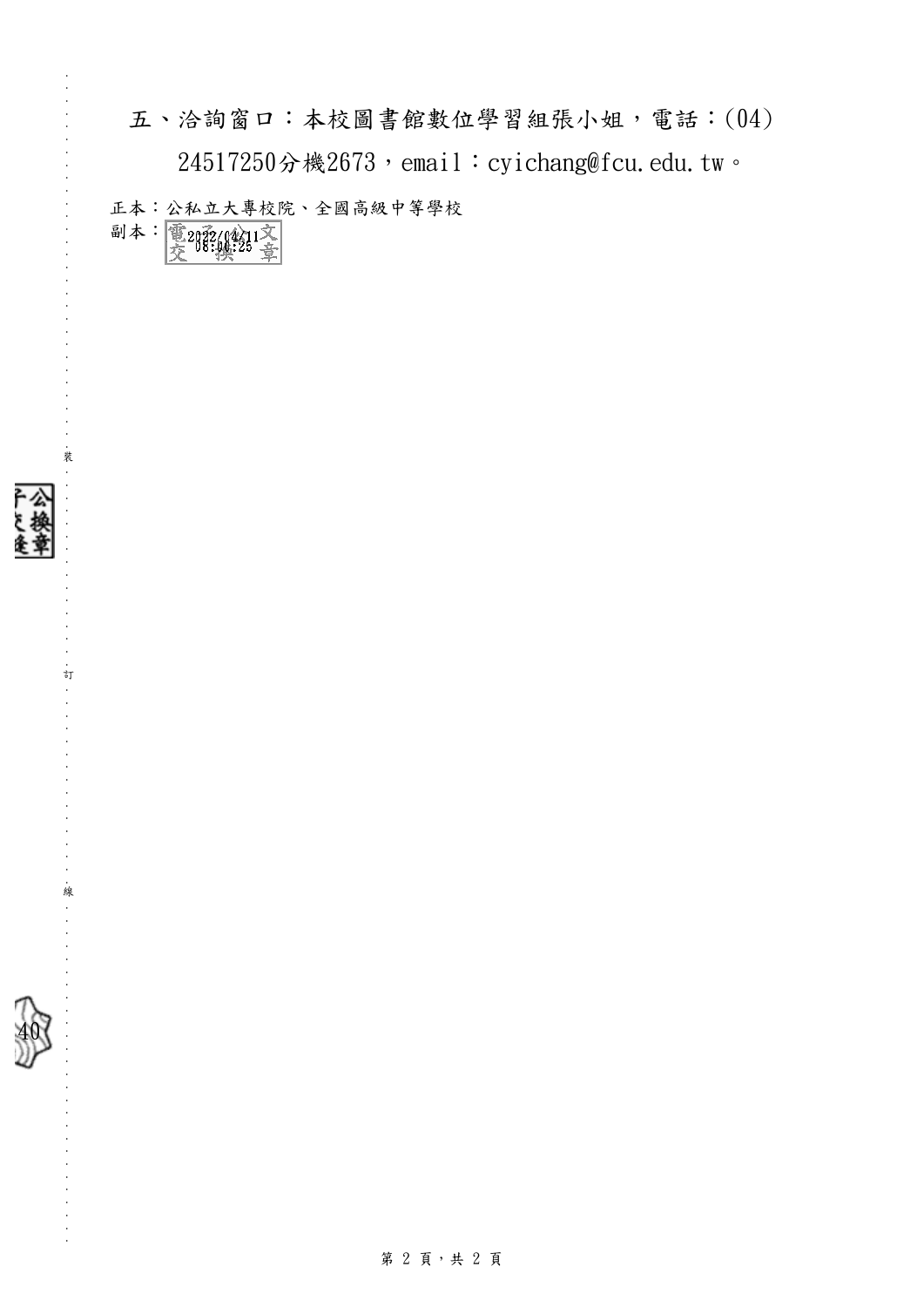五、洽詢窗口：本校圖書館數位學習組張小姐，電話：(04) 24517250分機2673，email：cyichang@fcu.edu.tw。

正本：公私立大專校院、全國高級中等學校

副本：電子公文交換章 2022/04/11 08:06:25